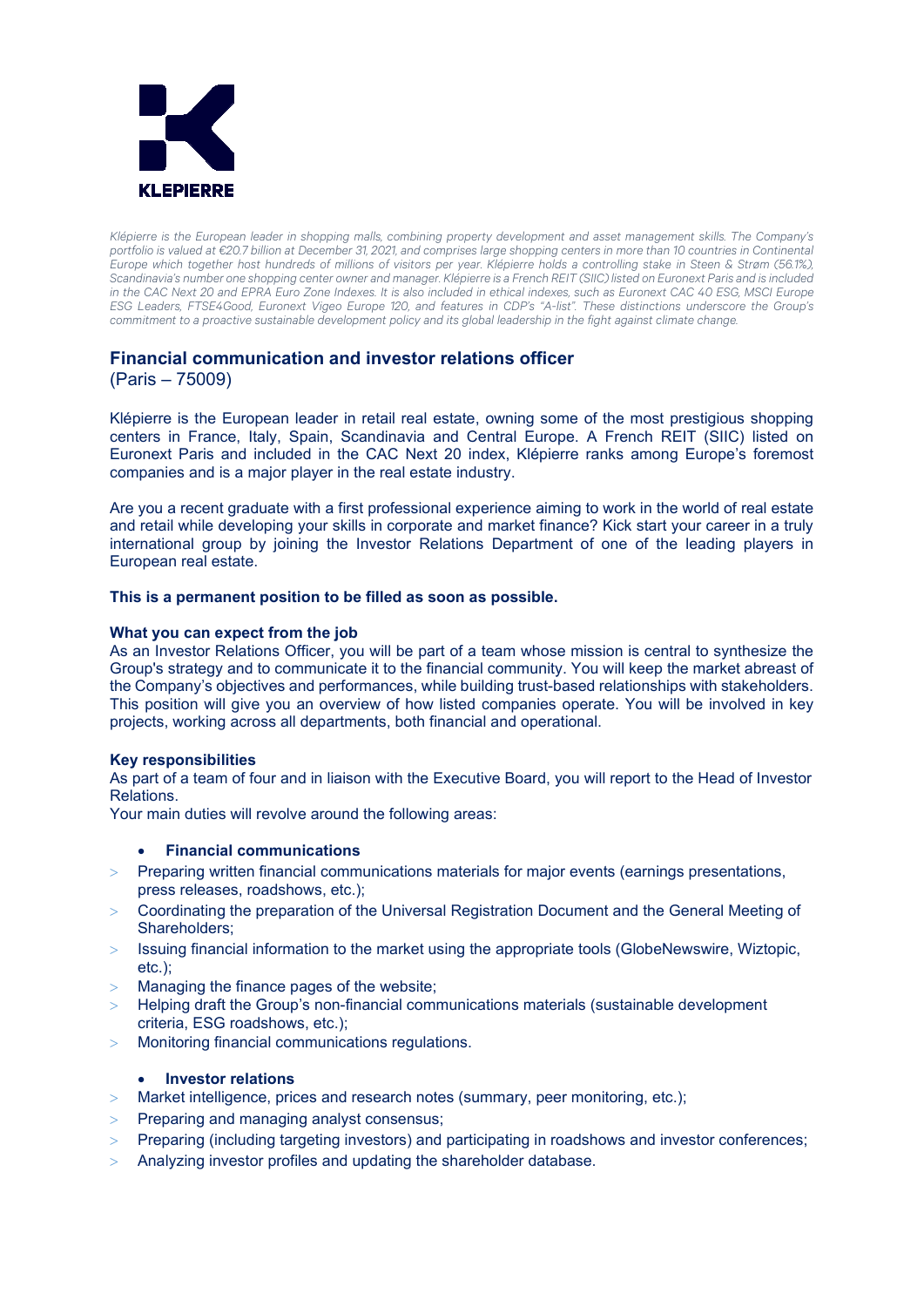KLEPIERRE

*Klépierre is the European leader in shopping malls, combining property development and asset management skills. The Company's portfolio is valued at €20.7 billion at December 31, 2021, and comprises large shopping centers in more than 10 countries in Continental Europe which together host hundreds of millions of visitors per year. Klépierre holds a controlling stake in Steen & Strøm (56.1%), Scandinavia's number one shopping center owner and manager. Klépierre is a French REIT (SIIC) listed on Euronext Paris and is included in the CAC Next 20 and EPRA Euro Zone Indexes. It is also included in ethical indexes, such as Euronext CAC 40 ESG, MSCI Europe ESG Leaders, FTSE4Good, Euronext Vigeo Europe 120, and features in CDP's "A-list". These distinctions underscore the Group's commitment to a proactive sustainable development policy and its global leadership in the fight against climate change.*

## Financial communication and investor relations officer

(Paris – 75009)

Klépierre is the European leader in retail real estate, owning some of the most prestigious shopping centers in France, Italy, Spain, Scandinavia and Central Europe. A French REIT (SIIC) listed on Euronext Paris and included in the CAC Next 20 index, Klépierre ranks among Europe's foremost companies and is a major player in the real estate industry.

Are you a recent graduate with a first professional experience aiming to work in the world of real estate and retail while developing your skills in corporate and market finance? Kick start your career in a truly international group by joining the Investor Relations Department of one of the leading players in European real estate.

**This is a permanent position to be filled as soon as possible.**

### What you can expect from the job

As an Investor Relations Officer, you will be part of a team whose mission is central to synthesize the Group's strategy and to communicate it to the financial community. You will keep the market abreast of the Company's objectives and performances, while building trust-based relationships with stakeholders. This position will give you an overview of how listed companies operate. You will be involved in key projects, working across all departments, both financial and operational.

### Key responsibilities

As part of a team of four and in liaison with the Executive Board, you will report to the Head of Investor Relations.

Your main duties will revolve around the following areas:

- **Financial communications**

> Preparing written financial communications materials for major events (earnings presentations, press releases, roadshows, etc.);
> Coordinating the preparation of the Universal Registration Document and the General Meeting of Shareholders;
> Issuing financial information to the market using the appropriate tools (GlobeNewswire, Wiztopic, etc.);
> Managing the finance pages of the website;
> Helping draft the Group's non-financial communications materials (sustainable development criteria, ESG roadshows, etc.);
> Monitoring financial communications regulations.

- **Investor relations**

> Market intelligence, prices and research notes (summary, peer monitoring, etc.);
> Preparing and managing analyst consensus;
> Preparing (including targeting investors) and participating in roadshows and investor conferences;
> Analyzing investor profiles and updating the shareholder database.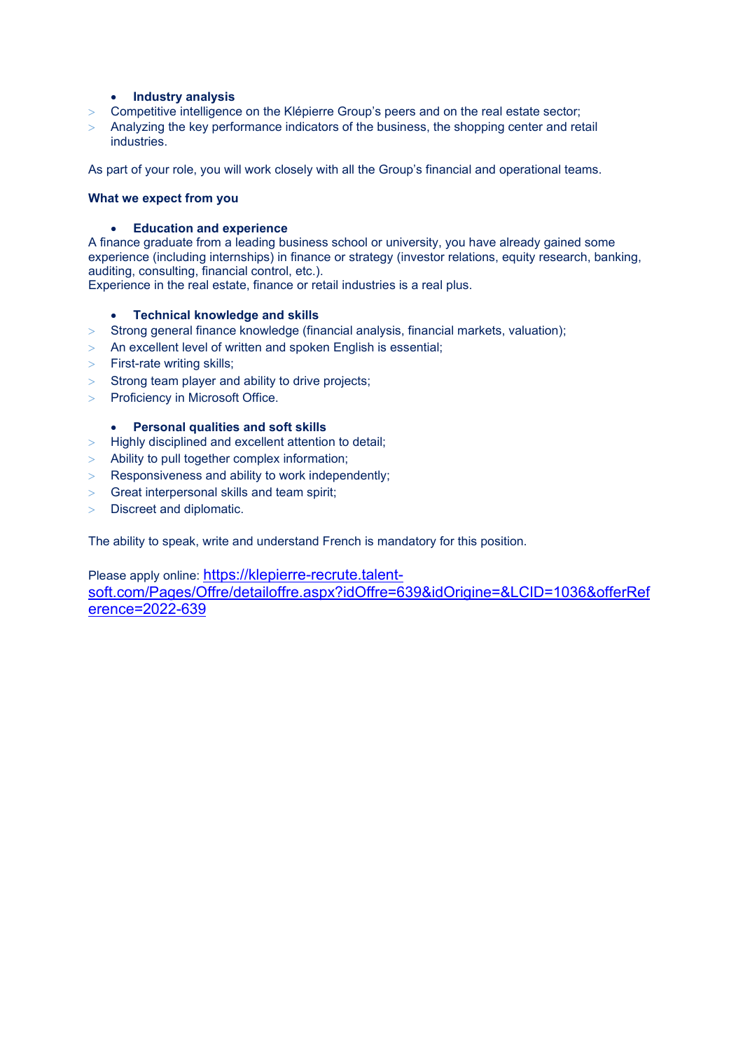- **Industry analysis**

> Competitive intelligence on the Klépierre Group's peers and on the real estate sector;
> Analyzing the key performance indicators of the business, the shopping center and retail industries.

As part of your role, you will work closely with all the Group's financial and operational teams.

**What we expect from you**

- **Education and experience**

A finance graduate from a leading business school or university, you have already gained some experience (including internships) in finance or strategy (investor relations, equity research, banking, auditing, consulting, financial control, etc.).
Experience in the real estate, finance or retail industries is a real plus.

- **Technical knowledge and skills**

> Strong general finance knowledge (financial analysis, financial markets, valuation);
> An excellent level of written and spoken English is essential;
> First-rate writing skills;
> Strong team player and ability to drive projects;
> Proficiency in Microsoft Office.

- **Personal qualities and soft skills**

> Highly disciplined and excellent attention to detail;
> Ability to pull together complex information;
> Responsiveness and ability to work independently;
> Great interpersonal skills and team spirit;
> Discreet and diplomatic.

The ability to speak, write and understand French is mandatory for this position.

Please apply online: [https://klepierre-recrute.talent-soft.com/Pages/Offre/detailoffre.aspx?idOffre=639&idOrigine=&LCID=1036&offerReference=2022-639](https://klepierre-recrute.talent-soft.com/Pages/Offre/detailoffre.aspx?idOffre=639&idOrigine=&LCID=1036&offerReference=2022-639)